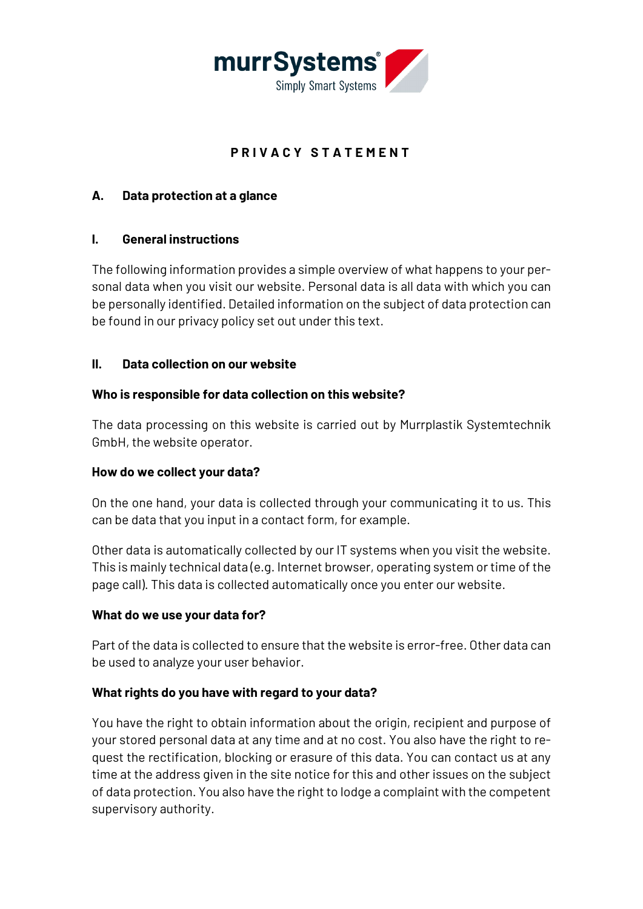# PRIVACY STATEMENT

## A. Data protection at a glance

### I. General instructions

The following information provides a simple overview of what happens to your personal data when you visit our website. Personal data is all data with which you can be personally identified. Detailed information on the subject of data protection can be found in our privacy policy set out under this text.

### II. Data collection on our website

**Who is responsible for data collection on this website?**

The data processing on this website is carried out by Murrplastik Systemtechnik GmbH, the website operator.

**How do we collect your data?**

On the one hand, your data is collected through your communicating it to us. This can be data that you input in a contact form, for example.

Other data is automatically collected by our IT systems when you visit the website. This is mainly technical data (e.g. Internet browser, operating system or time of the page call). This data is collected automatically once you enter our website.

**What do we use your data for?**

Part of the data is collected to ensure that the website is error-free. Other data can be used to analyze your user behavior.

**What rights do you have with regard to your data?**

You have the right to obtain information about the origin, recipient and purpose of your stored personal data at any time and at no cost. You also have the right to request the rectification, blocking or erasure of this data. You can contact us at any time at the address given in the site notice for this and other issues on the subject of data protection. You also have the right to lodge a complaint with the competent supervisory authority.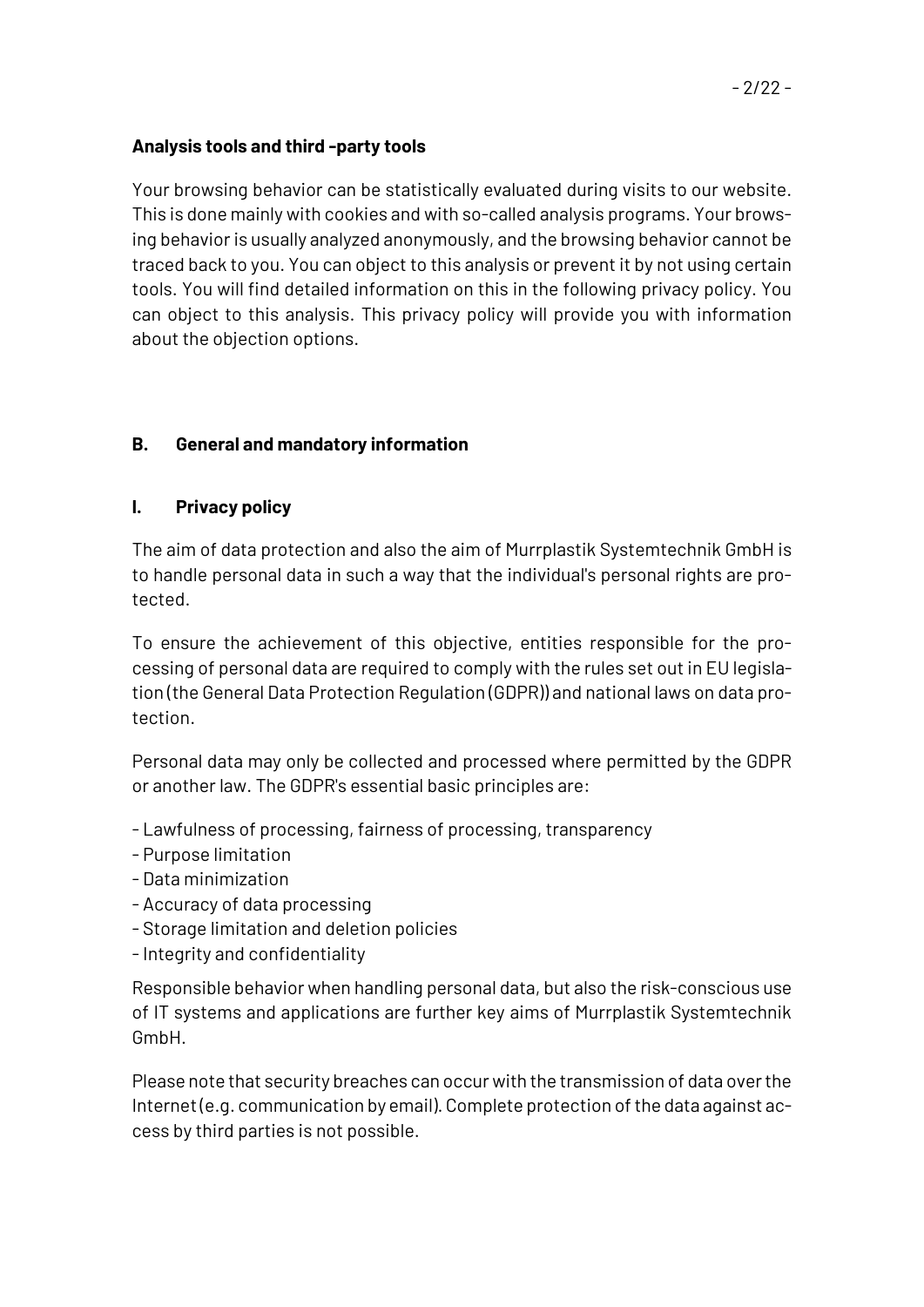**Analysis tools and third -party tools**

Your browsing behavior can be statistically evaluated during visits to our website. This is done mainly with cookies and with so-called analysis programs. Your browsing behavior is usually analyzed anonymously, and the browsing behavior cannot be traced back to you. You can object to this analysis or prevent it by not using certain tools. You will find detailed information on this in the following privacy policy. You can object to this analysis. This privacy policy will provide you with information about the objection options.

## B. General and mandatory information

### I. Privacy policy

The aim of data protection and also the aim of Murrplastik Systemtechnik GmbH is to handle personal data in such a way that the individual's personal rights are protected.

To ensure the achievement of this objective, entities responsible for the processing of personal data are required to comply with the rules set out in EU legislation (the General Data Protection Regulation (GDPR)) and national laws on data protection.

Personal data may only be collected and processed where permitted by the GDPR or another law. The GDPR's essential basic principles are:

- Lawfulness of processing, fairness of processing, transparency
- Purpose limitation
- Data minimization
- Accuracy of data processing
- Storage limitation and deletion policies
- Integrity and confidentiality

Responsible behavior when handling personal data, but also the risk-conscious use of IT systems and applications are further key aims of Murrplastik Systemtechnik GmbH.

Please note that security breaches can occur with the transmission of data over the Internet (e.g. communication by email). Complete protection of the data against access by third parties is not possible.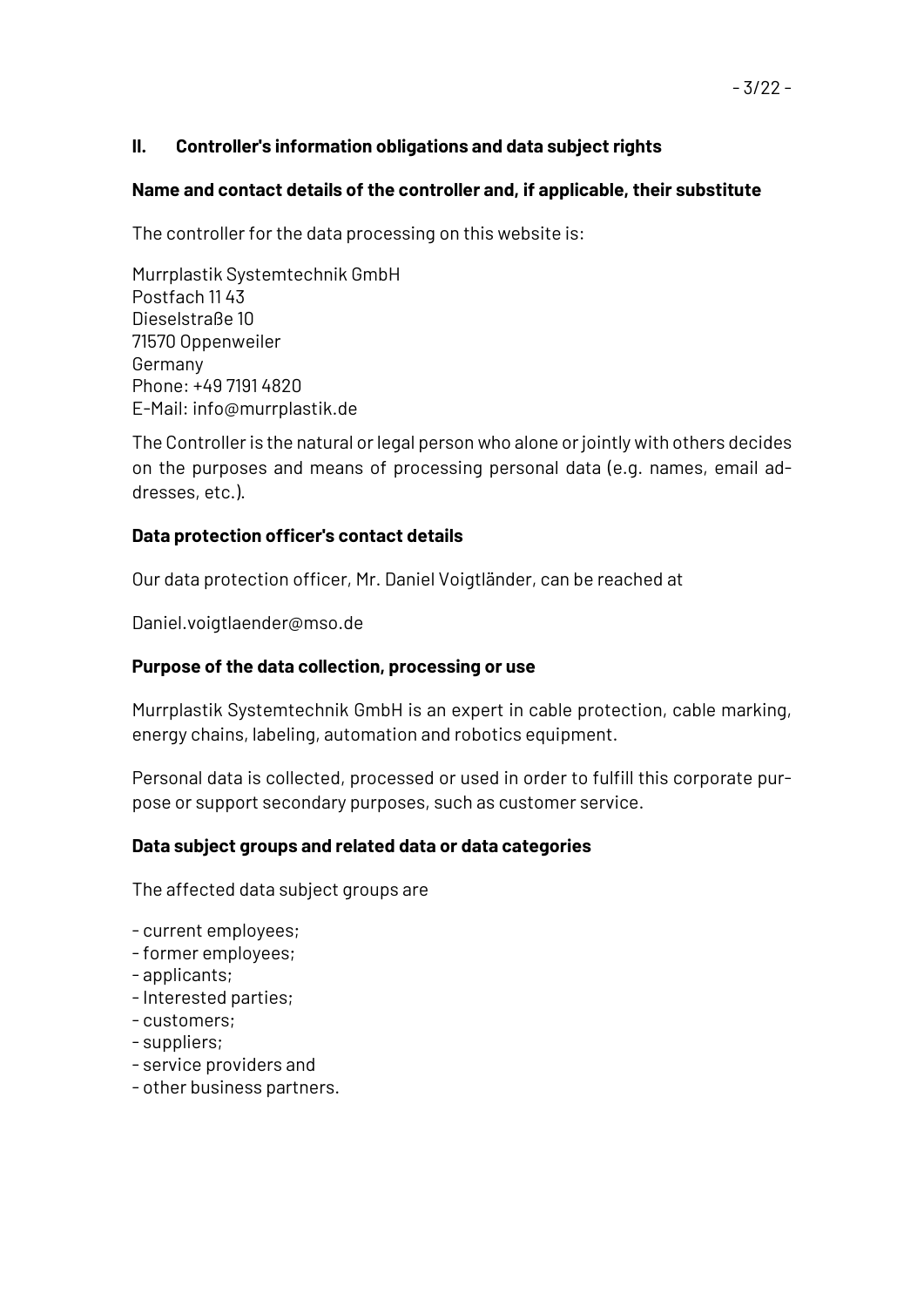## II. Controller's information obligations and data subject rights

### Name and contact details of the controller and, if applicable, their substitute

The controller for the data processing on this website is:

Murrplastik Systemtechnik GmbH
Postfach 11 43
Dieselstraße 10
71570 Oppenweiler
Germany
Phone: +49 7191 4820
E-Mail: info@murrplastik.de

The Controller is the natural or legal person who alone or jointly with others decides on the purposes and means of processing personal data (e.g. names, email addresses, etc.).

### Data protection officer's contact details

Our data protection officer, Mr. Daniel Voigtländer, can be reached at

Daniel.voigtlaender@mso.de

### Purpose of the data collection, processing or use

Murrplastik Systemtechnik GmbH is an expert in cable protection, cable marking, energy chains, labeling, automation and robotics equipment.

Personal data is collected, processed or used in order to fulfill this corporate purpose or support secondary purposes, such as customer service.

### Data subject groups and related data or data categories

The affected data subject groups are

- current employees;
- former employees;
- applicants;
- Interested parties;
- customers;
- suppliers;
- service providers and
- other business partners.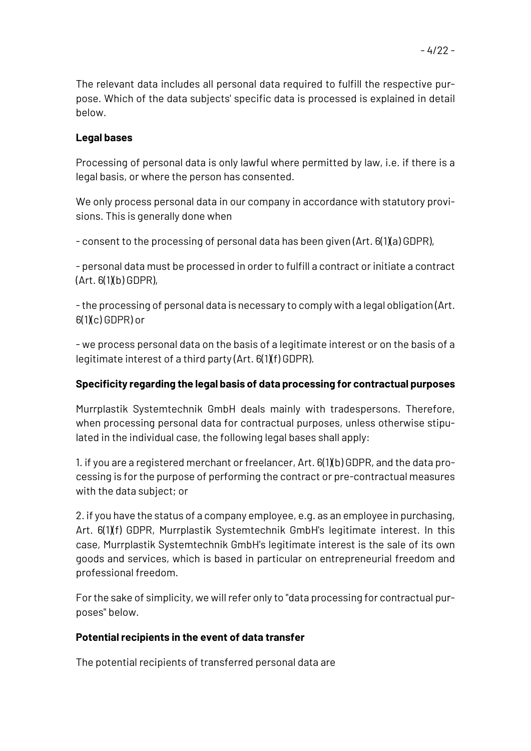The relevant data includes all personal data required to fulfill the respective purpose. Which of the data subjects' specific data is processed is explained in detail below.

**Legal bases**

Processing of personal data is only lawful where permitted by law, i.e. if there is a legal basis, or where the person has consented.

We only process personal data in our company in accordance with statutory provisions. This is generally done when

- consent to the processing of personal data has been given (Art. 6(1)(a) GDPR),

- personal data must be processed in order to fulfill a contract or initiate a contract (Art. 6(1)(b) GDPR),

- the processing of personal data is necessary to comply with a legal obligation (Art. 6(1)(c) GDPR) or

- we process personal data on the basis of a legitimate interest or on the basis of a legitimate interest of a third party (Art. 6(1)(f) GDPR).

**Specificity regarding the legal basis of data processing for contractual purposes**

Murrplastik Systemtechnik GmbH deals mainly with tradespersons. Therefore, when processing personal data for contractual purposes, unless otherwise stipulated in the individual case, the following legal bases shall apply:

1. if you are a registered merchant or freelancer, Art. 6(1)(b) GDPR, and the data processing is for the purpose of performing the contract or pre-contractual measures with the data subject; or

2. if you have the status of a company employee, e.g. as an employee in purchasing, Art. 6(1)(f) GDPR, Murrplastik Systemtechnik GmbH's legitimate interest. In this case, Murrplastik Systemtechnik GmbH's legitimate interest is the sale of its own goods and services, which is based in particular on entrepreneurial freedom and professional freedom.

For the sake of simplicity, we will refer only to "data processing for contractual purposes" below.

**Potential recipients in the event of data transfer**

The potential recipients of transferred personal data are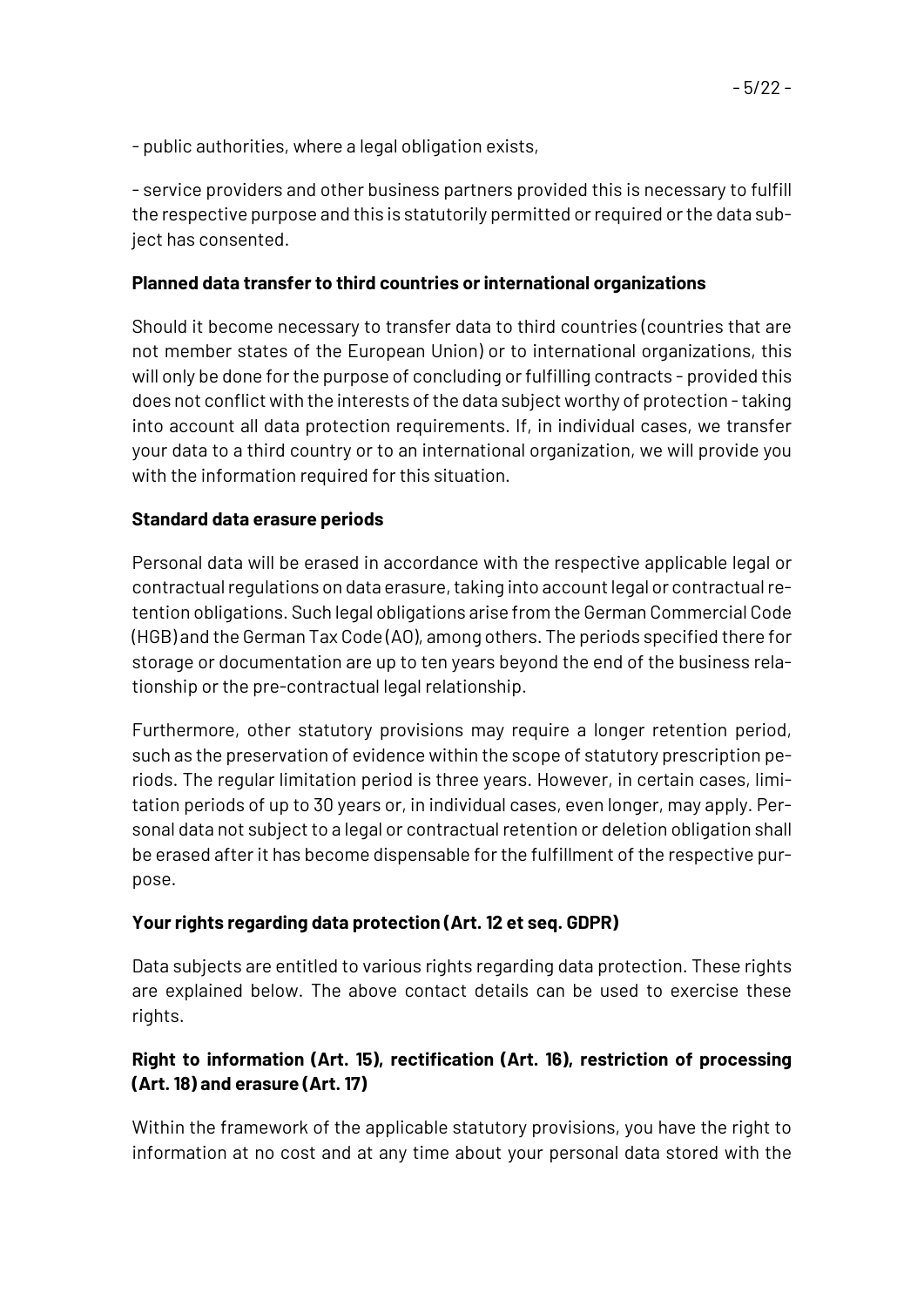- public authorities, where a legal obligation exists,

- service providers and other business partners provided this is necessary to fulfill the respective purpose and this is statutorily permitted or required or the data subject has consented.

**Planned data transfer to third countries or international organizations**

Should it become necessary to transfer data to third countries (countries that are not member states of the European Union) or to international organizations, this will only be done for the purpose of concluding or fulfilling contracts - provided this does not conflict with the interests of the data subject worthy of protection - taking into account all data protection requirements. If, in individual cases, we transfer your data to a third country or to an international organization, we will provide you with the information required for this situation.

**Standard data erasure periods**

Personal data will be erased in accordance with the respective applicable legal or contractual regulations on data erasure, taking into account legal or contractual retention obligations. Such legal obligations arise from the German Commercial Code (HGB) and the German Tax Code (AO), among others. The periods specified there for storage or documentation are up to ten years beyond the end of the business relationship or the pre-contractual legal relationship.

Furthermore, other statutory provisions may require a longer retention period, such as the preservation of evidence within the scope of statutory prescription periods. The regular limitation period is three years. However, in certain cases, limitation periods of up to 30 years or, in individual cases, even longer, may apply. Personal data not subject to a legal or contractual retention or deletion obligation shall be erased after it has become dispensable for the fulfillment of the respective purpose.

**Your rights regarding data protection (Art. 12 et seq. GDPR)**

Data subjects are entitled to various rights regarding data protection. These rights are explained below. The above contact details can be used to exercise these rights.

**Right to information (Art. 15), rectification (Art. 16), restriction of processing (Art. 18) and erasure (Art. 17)**

Within the framework of the applicable statutory provisions, you have the right to information at no cost and at any time about your personal data stored with the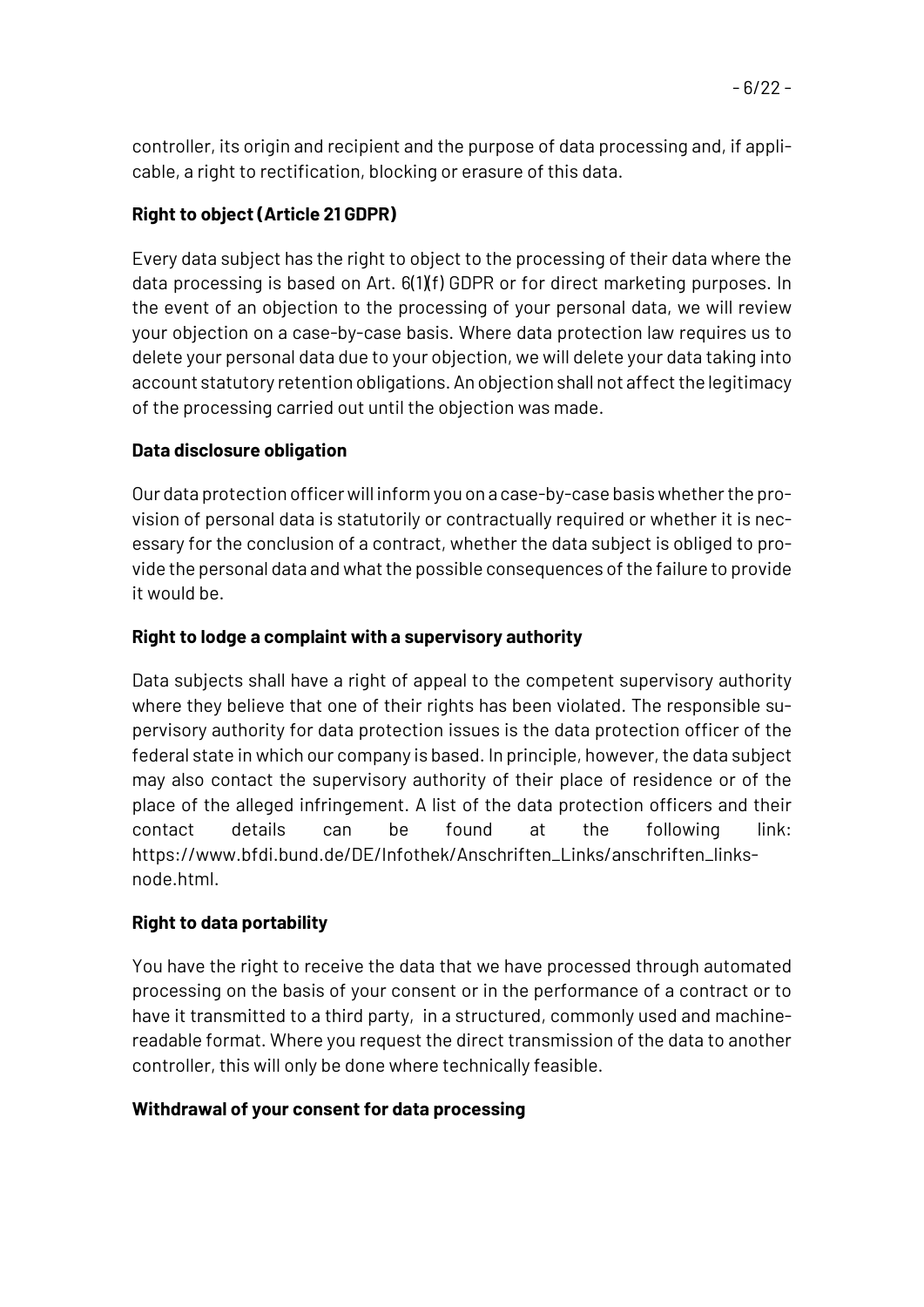controller, its origin and recipient and the purpose of data processing and, if applicable, a right to rectification, blocking or erasure of this data.

**Right to object (Article 21 GDPR)**

Every data subject has the right to object to the processing of their data where the data processing is based on Art. 6(1)(f) GDPR or for direct marketing purposes. In the event of an objection to the processing of your personal data, we will review your objection on a case-by-case basis. Where data protection law requires us to delete your personal data due to your objection, we will delete your data taking into account statutory retention obligations. An objection shall not affect the legitimacy of the processing carried out until the objection was made.

**Data disclosure obligation**

Our data protection officer will inform you on a case-by-case basis whether the provision of personal data is statutorily or contractually required or whether it is necessary for the conclusion of a contract, whether the data subject is obliged to provide the personal data and what the possible consequences of the failure to provide it would be.

**Right to lodge a complaint with a supervisory authority**

Data subjects shall have a right of appeal to the competent supervisory authority where they believe that one of their rights has been violated. The responsible supervisory authority for data protection issues is the data protection officer of the federal state in which our company is based. In principle, however, the data subject may also contact the supervisory authority of their place of residence or of the place of the alleged infringement. A list of the data protection officers and their contact details can be found at the following link: https://www.bfdi.bund.de/DE/Infothek/Anschriften_Links/anschriften_links-node.html.

**Right to data portability**

You have the right to receive the data that we have processed through automated processing on the basis of your consent or in the performance of a contract or to have it transmitted to a third party, in a structured, commonly used and machine-readable format. Where you request the direct transmission of the data to another controller, this will only be done where technically feasible.

**Withdrawal of your consent for data processing**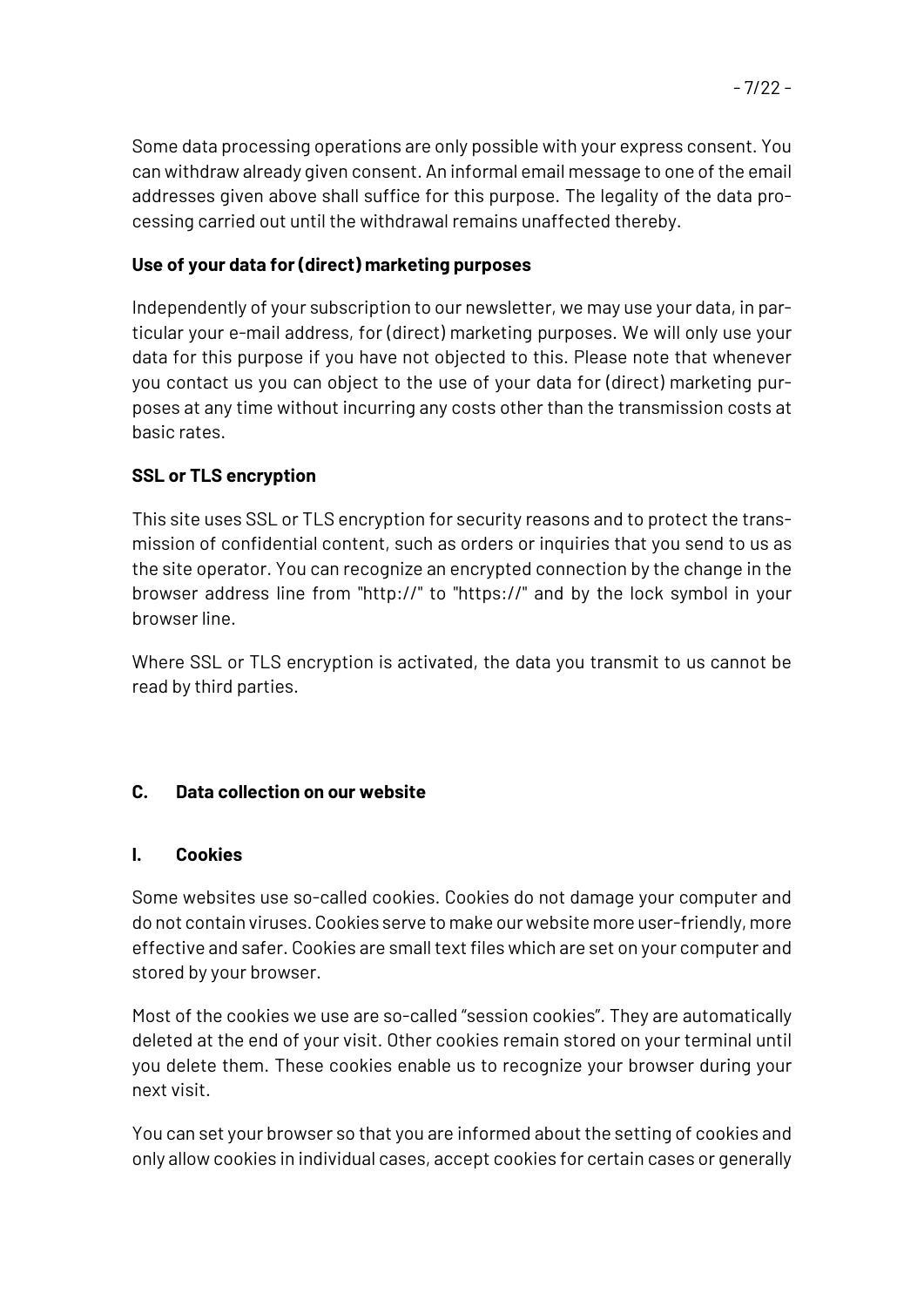Some data processing operations are only possible with your express consent. You can withdraw already given consent. An informal email message to one of the email addresses given above shall suffice for this purpose. The legality of the data processing carried out until the withdrawal remains unaffected thereby.

**Use of your data for (direct) marketing purposes**

Independently of your subscription to our newsletter, we may use your data, in particular your e-mail address, for (direct) marketing purposes. We will only use your data for this purpose if you have not objected to this. Please note that whenever you contact us you can object to the use of your data for (direct) marketing purposes at any time without incurring any costs other than the transmission costs at basic rates.

**SSL or TLS encryption**

This site uses SSL or TLS encryption for security reasons and to protect the transmission of confidential content, such as orders or inquiries that you send to us as the site operator. You can recognize an encrypted connection by the change in the browser address line from "http://" to "https://" and by the lock symbol in your browser line.

Where SSL or TLS encryption is activated, the data you transmit to us cannot be read by third parties.

## C. Data collection on our website

### I. Cookies

Some websites use so-called cookies. Cookies do not damage your computer and do not contain viruses. Cookies serve to make our website more user-friendly, more effective and safer. Cookies are small text files which are set on your computer and stored by your browser.

Most of the cookies we use are so-called "session cookies". They are automatically deleted at the end of your visit. Other cookies remain stored on your terminal until you delete them. These cookies enable us to recognize your browser during your next visit.

You can set your browser so that you are informed about the setting of cookies and only allow cookies in individual cases, accept cookies for certain cases or generally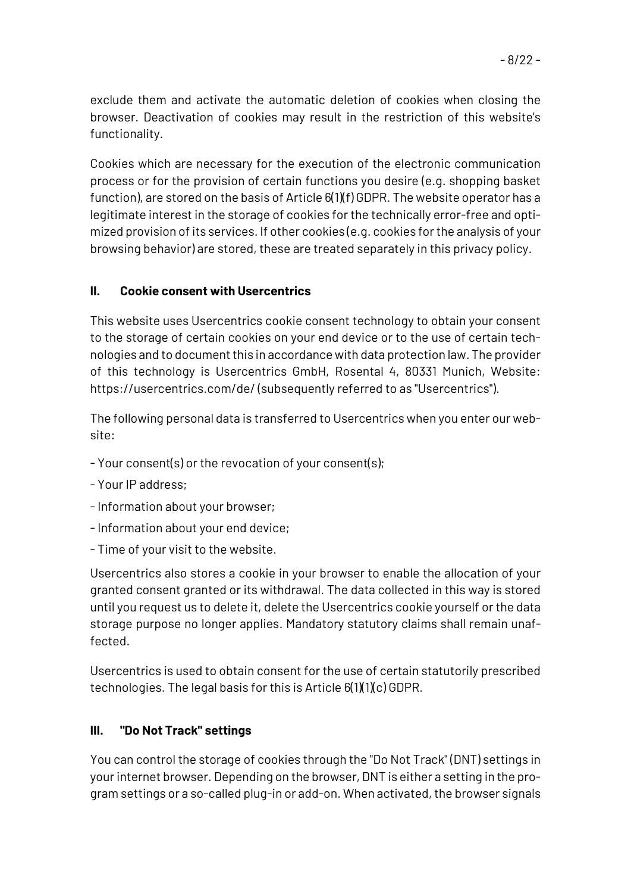exclude them and activate the automatic deletion of cookies when closing the browser. Deactivation of cookies may result in the restriction of this website's functionality.

Cookies which are necessary for the execution of the electronic communication process or for the provision of certain functions you desire (e.g. shopping basket function), are stored on the basis of Article 6(1)(f) GDPR. The website operator has a legitimate interest in the storage of cookies for the technically error-free and optimized provision of its services. If other cookies (e.g. cookies for the analysis of your browsing behavior) are stored, these are treated separately in this privacy policy.

### II. Cookie consent with Usercentrics

This website uses Usercentrics cookie consent technology to obtain your consent to the storage of certain cookies on your end device or to the use of certain technologies and to document this in accordance with data protection law. The provider of this technology is Usercentrics GmbH, Rosental 4, 80331 Munich, Website: https://usercentrics.com/de/ (subsequently referred to as "Usercentrics").

The following personal data is transferred to Usercentrics when you enter our website:

- Your consent(s) or the revocation of your consent(s);
- Your IP address;
- Information about your browser;
- Information about your end device;
- Time of your visit to the website.

Usercentrics also stores a cookie in your browser to enable the allocation of your granted consent granted or its withdrawal. The data collected in this way is stored until you request us to delete it, delete the Usercentrics cookie yourself or the data storage purpose no longer applies. Mandatory statutory claims shall remain unaffected.

Usercentrics is used to obtain consent for the use of certain statutorily prescribed technologies. The legal basis for this is Article 6(1)(1)(c) GDPR.

### III. "Do Not Track" settings

You can control the storage of cookies through the "Do Not Track" (DNT) settings in your internet browser. Depending on the browser, DNT is either a setting in the program settings or a so-called plug-in or add-on. When activated, the browser signals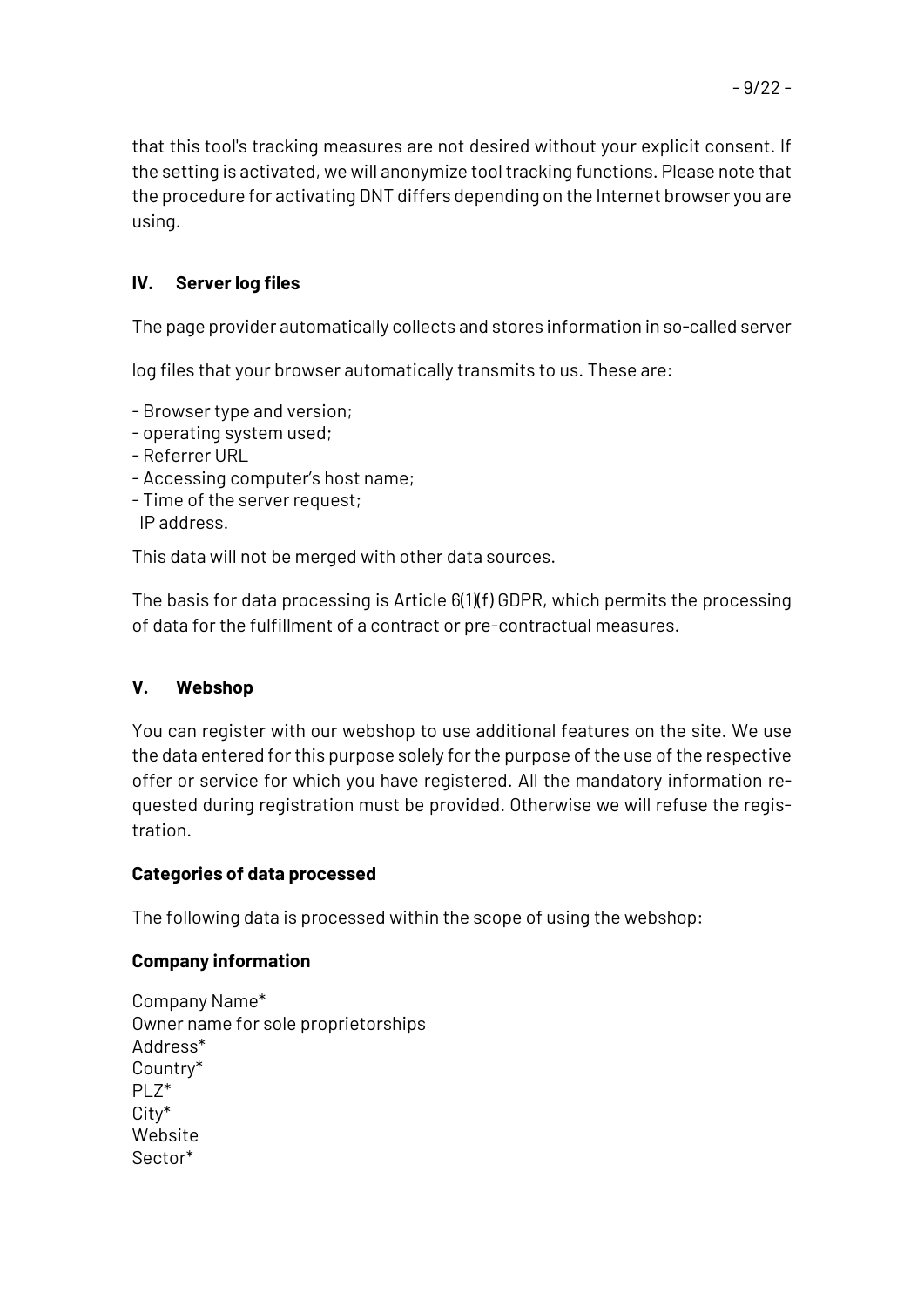that this tool's tracking measures are not desired without your explicit consent. If the setting is activated, we will anonymize tool tracking functions. Please note that the procedure for activating DNT differs depending on the Internet browser you are using.

## IV. Server log files

The page provider automatically collects and stores information in so-called server

log files that your browser automatically transmits to us. These are:

- Browser type and version;
- operating system used;
- Referrer URL
- Accessing computer's host name;
- Time of the server request;

IP address.

This data will not be merged with other data sources.

The basis for data processing is Article 6(1)(f) GDPR, which permits the processing of data for the fulfillment of a contract or pre-contractual measures.

## V. Webshop

You can register with our webshop to use additional features on the site. We use the data entered for this purpose solely for the purpose of the use of the respective offer or service for which you have registered. All the mandatory information requested during registration must be provided. Otherwise we will refuse the registration.

### Categories of data processed

The following data is processed within the scope of using the webshop:

### Company information

Company Name*
Owner name for sole proprietorships
Address*
Country*
PLZ*
City*
Website
Sector*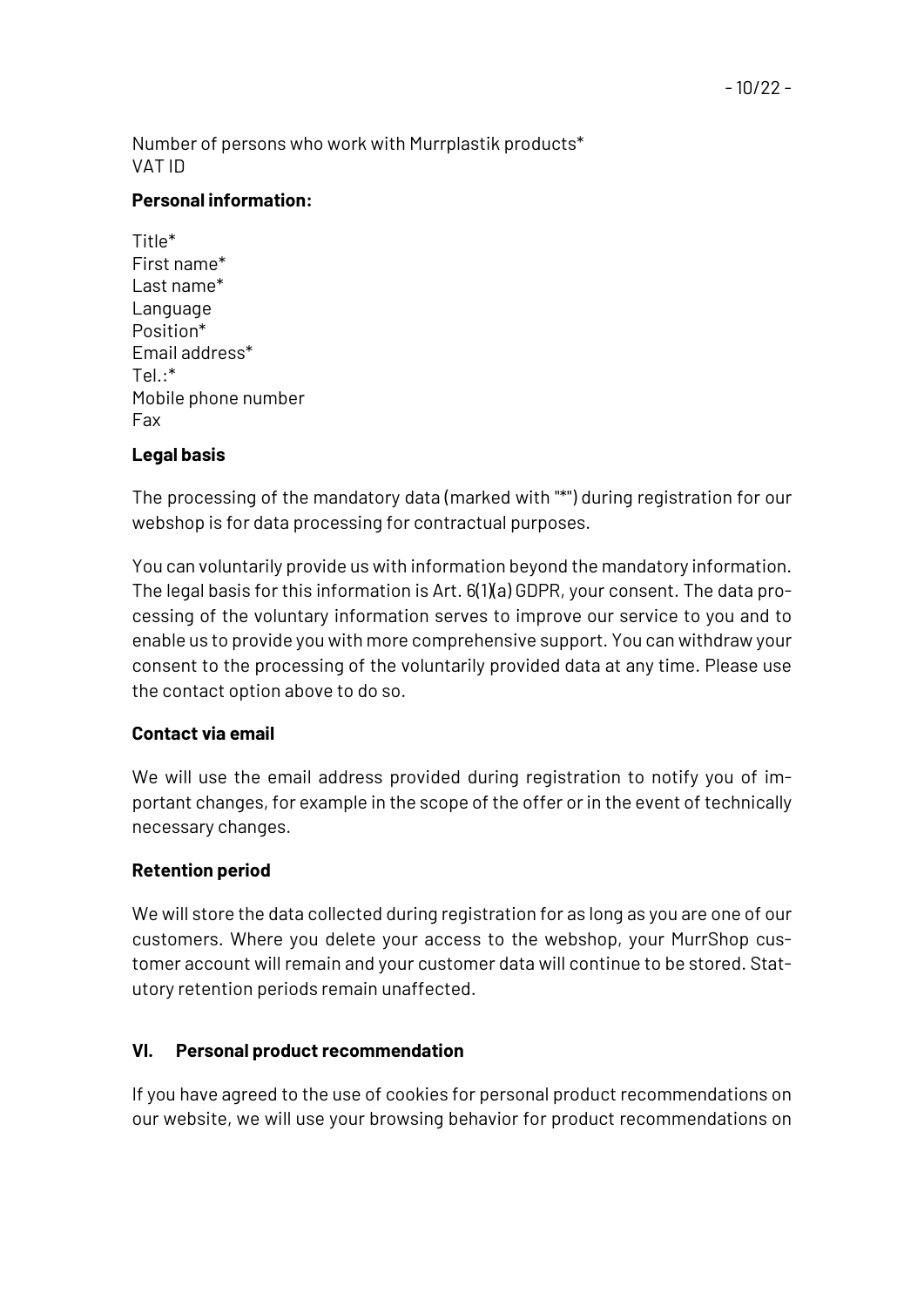Number of persons who work with Murrplastik products*
VAT ID

**Personal information:**

Title*
First name*
Last name*
Language
Position*
Email address*
Tel.:*
Mobile phone number
Fax

**Legal basis**

The processing of the mandatory data (marked with "*") during registration for our webshop is for data processing for contractual purposes.

You can voluntarily provide us with information beyond the mandatory information. The legal basis for this information is Art. 6(1)(a) GDPR, your consent. The data processing of the voluntary information serves to improve our service to you and to enable us to provide you with more comprehensive support. You can withdraw your consent to the processing of the voluntarily provided data at any time. Please use the contact option above to do so.

**Contact via email**

We will use the email address provided during registration to notify you of important changes, for example in the scope of the offer or in the event of technically necessary changes.

**Retention period**

We will store the data collected during registration for as long as you are one of our customers. Where you delete your access to the webshop, your MurrShop customer account will remain and your customer data will continue to be stored. Statutory retention periods remain unaffected.

## VI. Personal product recommendation

If you have agreed to the use of cookies for personal product recommendations on our website, we will use your browsing behavior for product recommendations on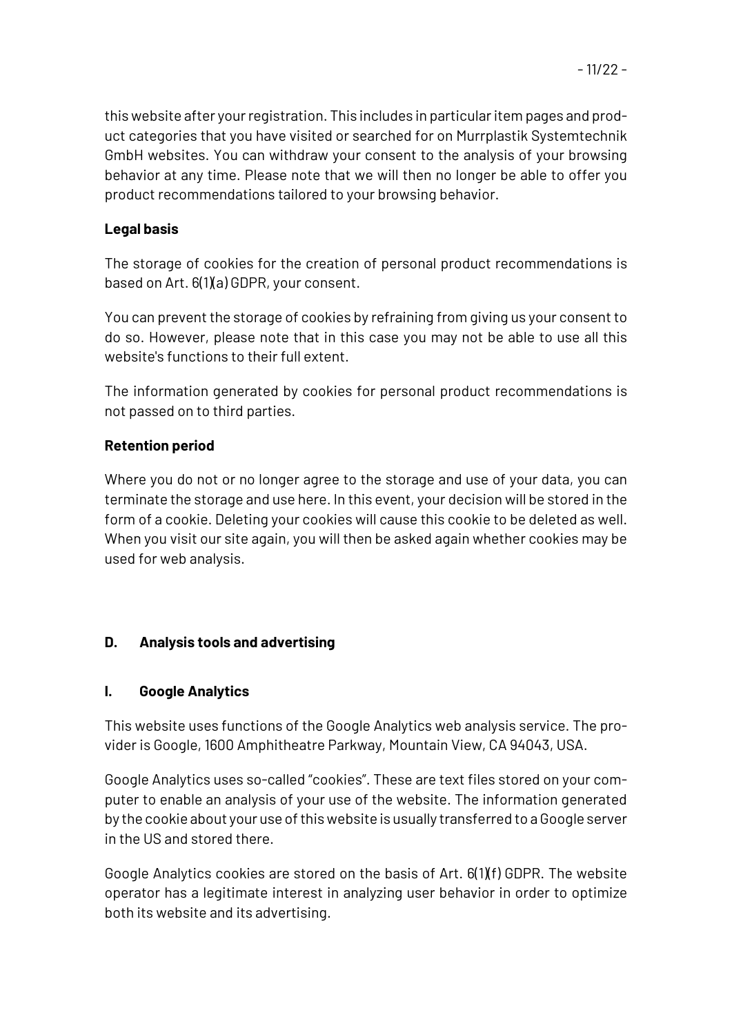this website after your registration. This includes in particular item pages and product categories that you have visited or searched for on Murrplastik Systemtechnik GmbH websites. You can withdraw your consent to the analysis of your browsing behavior at any time. Please note that we will then no longer be able to offer you product recommendations tailored to your browsing behavior.

**Legal basis**

The storage of cookies for the creation of personal product recommendations is based on Art. 6(1)(a) GDPR, your consent.

You can prevent the storage of cookies by refraining from giving us your consent to do so. However, please note that in this case you may not be able to use all this website's functions to their full extent.

The information generated by cookies for personal product recommendations is not passed on to third parties.

**Retention period**

Where you do not or no longer agree to the storage and use of your data, you can terminate the storage and use here. In this event, your decision will be stored in the form of a cookie. Deleting your cookies will cause this cookie to be deleted as well. When you visit our site again, you will then be asked again whether cookies may be used for web analysis.

## D. Analysis tools and advertising

### I. Google Analytics

This website uses functions of the Google Analytics web analysis service. The provider is Google, 1600 Amphitheatre Parkway, Mountain View, CA 94043, USA.

Google Analytics uses so-called "cookies". These are text files stored on your computer to enable an analysis of your use of the website. The information generated by the cookie about your use of this website is usually transferred to a Google server in the US and stored there.

Google Analytics cookies are stored on the basis of Art. 6(1)(f) GDPR. The website operator has a legitimate interest in analyzing user behavior in order to optimize both its website and its advertising.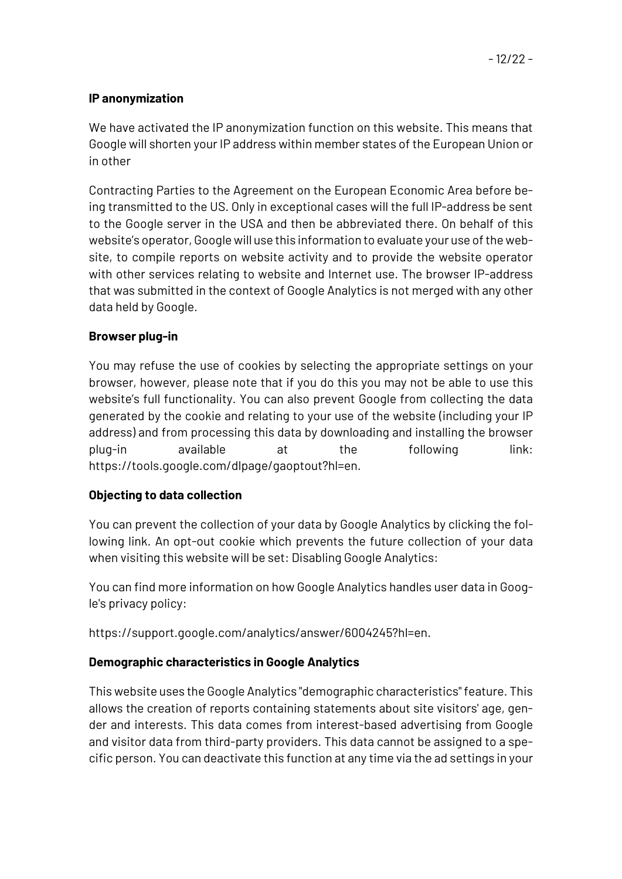**IP anonymization**

We have activated the IP anonymization function on this website. This means that Google will shorten your IP address within member states of the European Union or in other

Contracting Parties to the Agreement on the European Economic Area before being transmitted to the US. Only in exceptional cases will the full IP-address be sent to the Google server in the USA and then be abbreviated there. On behalf of this website's operator, Google will use this information to evaluate your use of the website, to compile reports on website activity and to provide the website operator with other services relating to website and Internet use. The browser IP-address that was submitted in the context of Google Analytics is not merged with any other data held by Google.

**Browser plug-in**

You may refuse the use of cookies by selecting the appropriate settings on your browser, however, please note that if you do this you may not be able to use this website's full functionality. You can also prevent Google from collecting the data generated by the cookie and relating to your use of the website (including your IP address) and from processing this data by downloading and installing the browser plug-in available at the following link: https://tools.google.com/dlpage/gaoptout?hl=en.

**Objecting to data collection**

You can prevent the collection of your data by Google Analytics by clicking the following link. An opt-out cookie which prevents the future collection of your data when visiting this website will be set: Disabling Google Analytics:

You can find more information on how Google Analytics handles user data in Google's privacy policy:

https://support.google.com/analytics/answer/6004245?hl=en.

**Demographic characteristics in Google Analytics**

This website uses the Google Analytics "demographic characteristics" feature. This allows the creation of reports containing statements about site visitors' age, gender and interests. This data comes from interest-based advertising from Google and visitor data from third-party providers. This data cannot be assigned to a specific person. You can deactivate this function at any time via the ad settings in your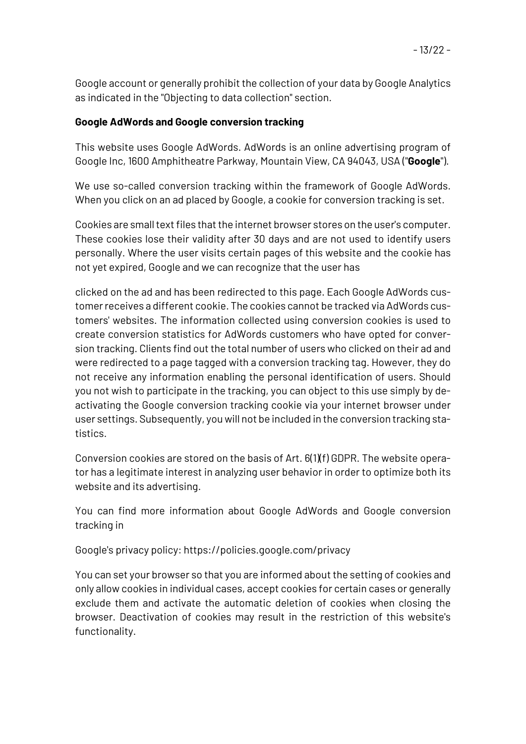Google account or generally prohibit the collection of your data by Google Analytics as indicated in the "Objecting to data collection" section.

**Google AdWords and Google conversion tracking**

This website uses Google AdWords. AdWords is an online advertising program of Google Inc, 1600 Amphitheatre Parkway, Mountain View, CA 94043, USA ("**Google**").

We use so-called conversion tracking within the framework of Google AdWords. When you click on an ad placed by Google, a cookie for conversion tracking is set.

Cookies are small text files that the internet browser stores on the user's computer. These cookies lose their validity after 30 days and are not used to identify users personally. Where the user visits certain pages of this website and the cookie has not yet expired, Google and we can recognize that the user has

clicked on the ad and has been redirected to this page. Each Google AdWords customer receives a different cookie. The cookies cannot be tracked via AdWords customers' websites. The information collected using conversion cookies is used to create conversion statistics for AdWords customers who have opted for conversion tracking. Clients find out the total number of users who clicked on their ad and were redirected to a page tagged with a conversion tracking tag. However, they do not receive any information enabling the personal identification of users. Should you not wish to participate in the tracking, you can object to this use simply by deactivating the Google conversion tracking cookie via your internet browser under user settings. Subsequently, you will not be included in the conversion tracking statistics.

Conversion cookies are stored on the basis of Art. 6(1)(f) GDPR. The website operator has a legitimate interest in analyzing user behavior in order to optimize both its website and its advertising.

You can find more information about Google AdWords and Google conversion tracking in

Google's privacy policy: https://policies.google.com/privacy

You can set your browser so that you are informed about the setting of cookies and only allow cookies in individual cases, accept cookies for certain cases or generally exclude them and activate the automatic deletion of cookies when closing the browser. Deactivation of cookies may result in the restriction of this website's functionality.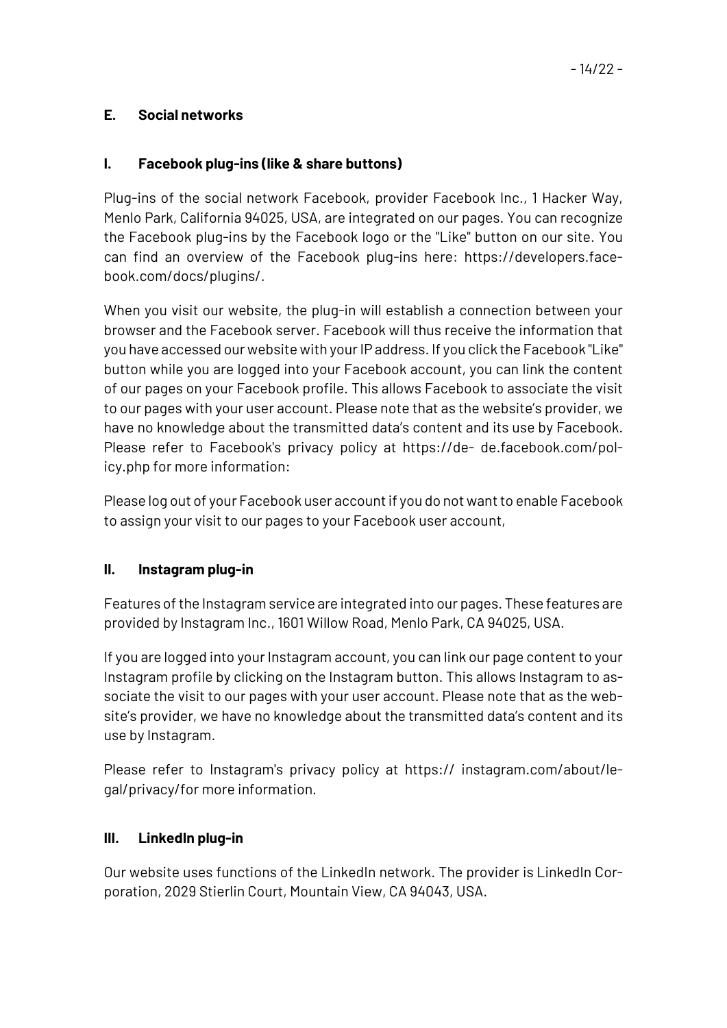## E. Social networks

### I. Facebook plug-ins (like & share buttons)

Plug-ins of the social network Facebook, provider Facebook Inc., 1 Hacker Way, Menlo Park, California 94025, USA, are integrated on our pages. You can recognize the Facebook plug-ins by the Facebook logo or the "Like" button on our site. You can find an overview of the Facebook plug-ins here: https://developers.facebook.com/docs/plugins/.

When you visit our website, the plug-in will establish a connection between your browser and the Facebook server. Facebook will thus receive the information that you have accessed our website with your IP address. If you click the Facebook "Like" button while you are logged into your Facebook account, you can link the content of our pages on your Facebook profile. This allows Facebook to associate the visit to our pages with your user account. Please note that as the website's provider, we have no knowledge about the transmitted data's content and its use by Facebook. Please refer to Facebook's privacy policy at https://de- de.facebook.com/policy.php for more information:

Please log out of your Facebook user account if you do not want to enable Facebook to assign your visit to our pages to your Facebook user account,

### II. Instagram plug-in

Features of the Instagram service are integrated into our pages. These features are provided by Instagram Inc., 1601 Willow Road, Menlo Park, CA 94025, USA.

If you are logged into your Instagram account, you can link our page content to your Instagram profile by clicking on the Instagram button. This allows Instagram to associate the visit to our pages with your user account. Please note that as the website's provider, we have no knowledge about the transmitted data's content and its use by Instagram.

Please refer to Instagram's privacy policy at https:// instagram.com/about/legal/privacy/for more information.

### III. LinkedIn plug-in

Our website uses functions of the LinkedIn network. The provider is LinkedIn Corporation, 2029 Stierlin Court, Mountain View, CA 94043, USA.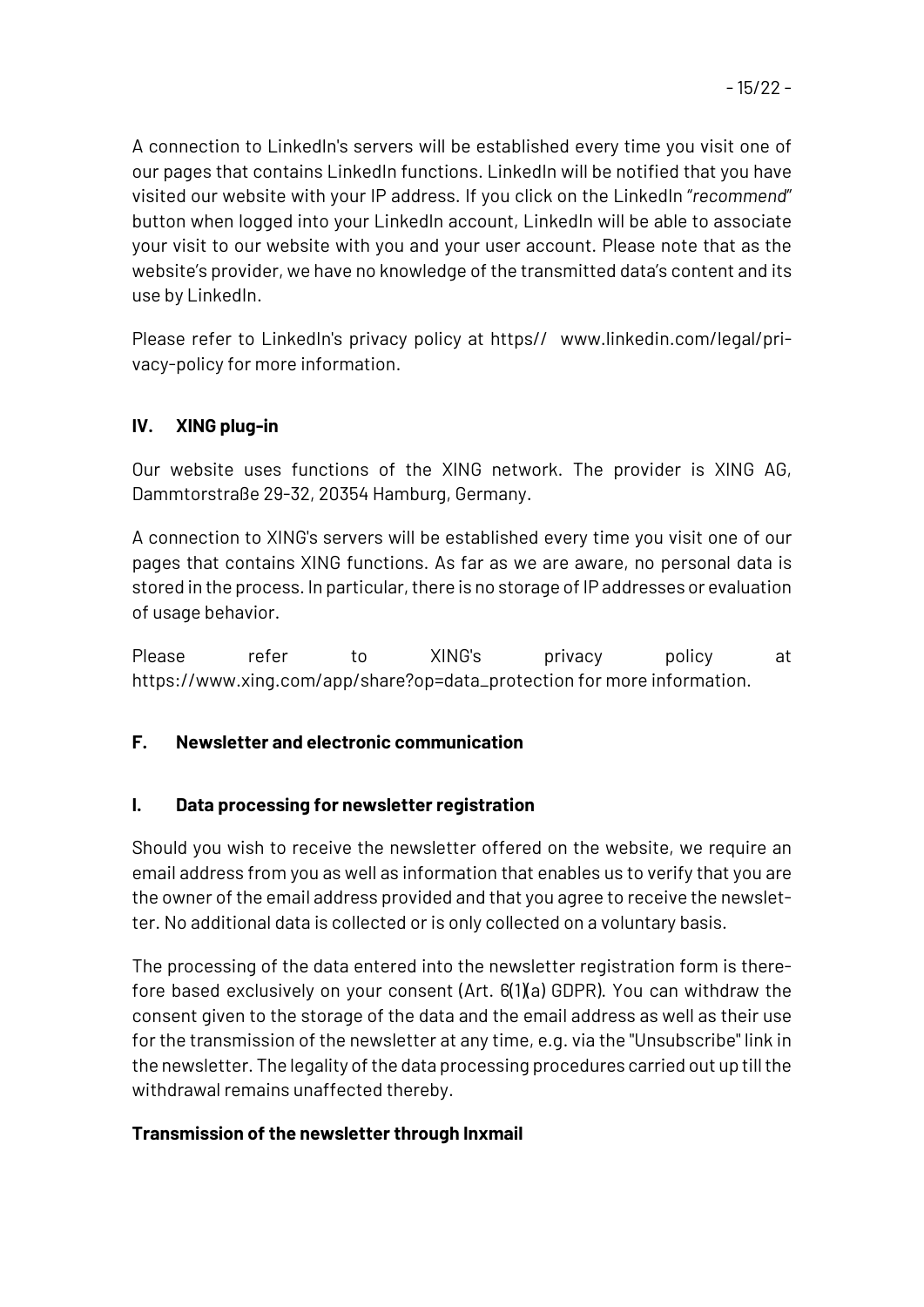A connection to LinkedIn's servers will be established every time you visit one of our pages that contains LinkedIn functions. LinkedIn will be notified that you have visited our website with your IP address. If you click on the LinkedIn "*recommend*" button when logged into your LinkedIn account, LinkedIn will be able to associate your visit to our website with you and your user account. Please note that as the website's provider, we have no knowledge of the transmitted data's content and its use by LinkedIn.

Please refer to LinkedIn's privacy policy at https// www.linkedin.com/legal/privacy-policy for more information.

### IV. XING plug-in

Our website uses functions of the XING network. The provider is XING AG, Dammtorstraße 29-32, 20354 Hamburg, Germany.

A connection to XING's servers will be established every time you visit one of our pages that contains XING functions. As far as we are aware, no personal data is stored in the process. In particular, there is no storage of IP addresses or evaluation of usage behavior.

Please refer to XING's privacy policy at https://www.xing.com/app/share?op=data_protection for more information.

## F. Newsletter and electronic communication

### I. Data processing for newsletter registration

Should you wish to receive the newsletter offered on the website, we require an email address from you as well as information that enables us to verify that you are the owner of the email address provided and that you agree to receive the newsletter. No additional data is collected or is only collected on a voluntary basis.

The processing of the data entered into the newsletter registration form is therefore based exclusively on your consent (Art. 6(1)(a) GDPR). You can withdraw the consent given to the storage of the data and the email address as well as their use for the transmission of the newsletter at any time, e.g. via the "Unsubscribe" link in the newsletter. The legality of the data processing procedures carried out up till the withdrawal remains unaffected thereby.

**Transmission of the newsletter through Inxmail**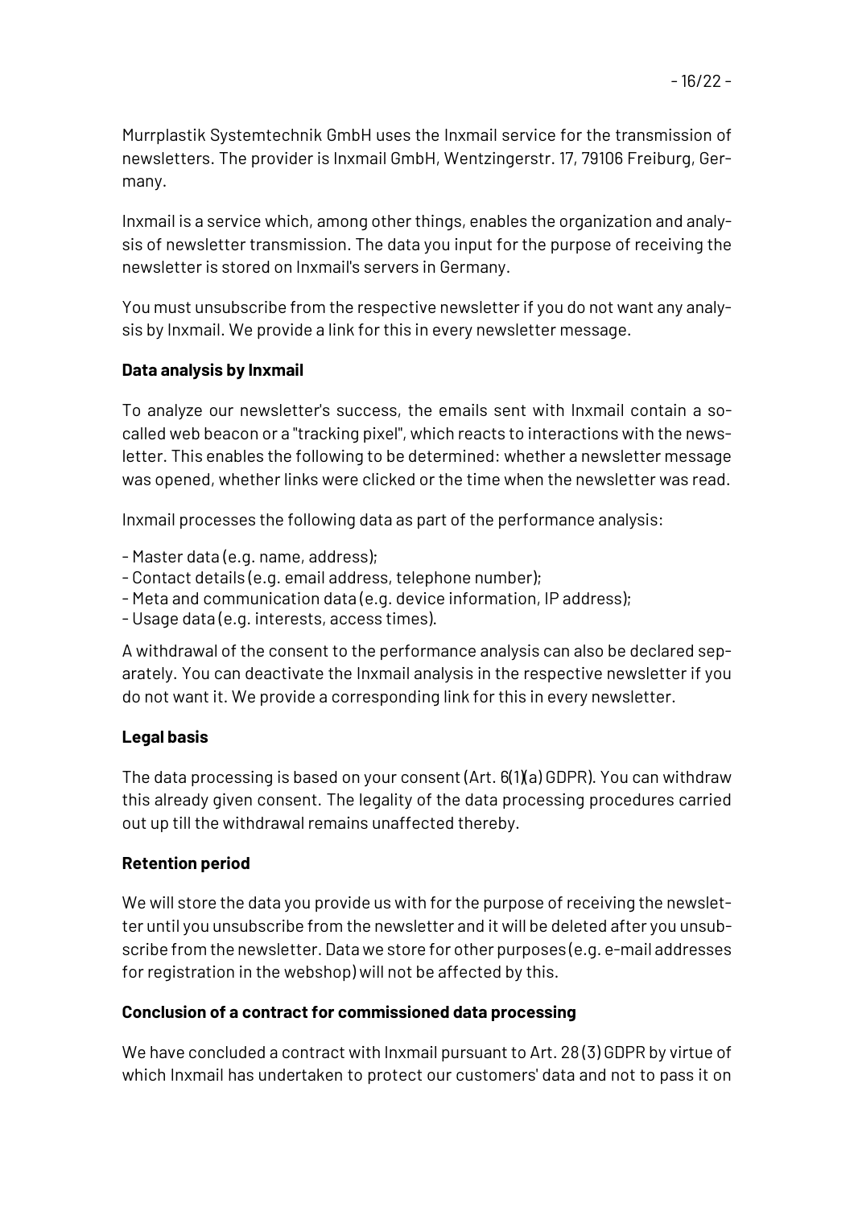Murrplastik Systemtechnik GmbH uses the Inxmail service for the transmission of newsletters. The provider is Inxmail GmbH, Wentzingerstr. 17, 79106 Freiburg, Germany.

Inxmail is a service which, among other things, enables the organization and analysis of newsletter transmission. The data you input for the purpose of receiving the newsletter is stored on Inxmail's servers in Germany.

You must unsubscribe from the respective newsletter if you do not want any analysis by Inxmail. We provide a link for this in every newsletter message.

**Data analysis by Inxmail**

To analyze our newsletter's success, the emails sent with Inxmail contain a so-called web beacon or a "tracking pixel", which reacts to interactions with the newsletter. This enables the following to be determined: whether a newsletter message was opened, whether links were clicked or the time when the newsletter was read.

Inxmail processes the following data as part of the performance analysis:

- Master data (e.g. name, address);
- Contact details (e.g. email address, telephone number);
- Meta and communication data (e.g. device information, IP address);
- Usage data (e.g. interests, access times).

A withdrawal of the consent to the performance analysis can also be declared separately. You can deactivate the Inxmail analysis in the respective newsletter if you do not want it. We provide a corresponding link for this in every newsletter.

**Legal basis**

The data processing is based on your consent (Art. 6(1)(a) GDPR). You can withdraw this already given consent. The legality of the data processing procedures carried out up till the withdrawal remains unaffected thereby.

**Retention period**

We will store the data you provide us with for the purpose of receiving the newsletter until you unsubscribe from the newsletter and it will be deleted after you unsubscribe from the newsletter. Data we store for other purposes (e.g. e-mail addresses for registration in the webshop) will not be affected by this.

**Conclusion of a contract for commissioned data processing**

We have concluded a contract with Inxmail pursuant to Art. 28 (3) GDPR by virtue of which Inxmail has undertaken to protect our customers' data and not to pass it on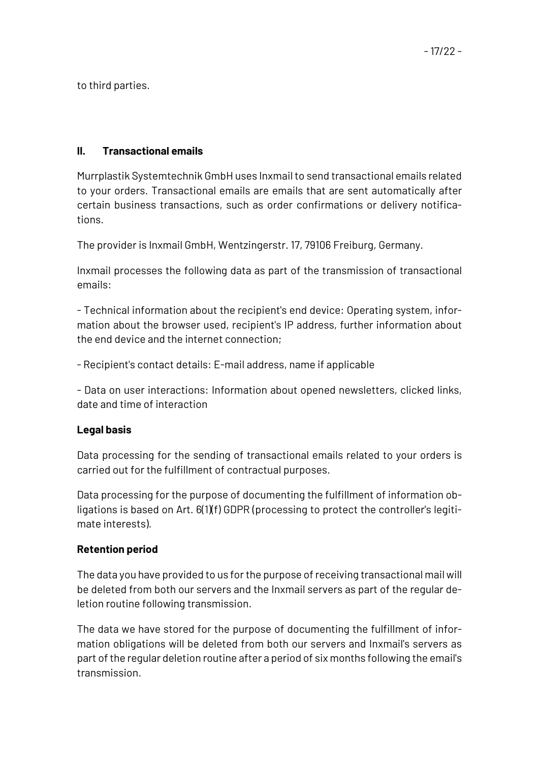to third parties.

## II. Transactional emails

Murrplastik Systemtechnik GmbH uses Inxmail to send transactional emails related to your orders. Transactional emails are emails that are sent automatically after certain business transactions, such as order confirmations or delivery notifications.

The provider is Inxmail GmbH, Wentzingerstr. 17, 79106 Freiburg, Germany.

Inxmail processes the following data as part of the transmission of transactional emails:

- Technical information about the recipient's end device: Operating system, information about the browser used, recipient's IP address, further information about the end device and the internet connection;

- Recipient's contact details: E-mail address, name if applicable

- Data on user interactions: Information about opened newsletters, clicked links, date and time of interaction

### Legal basis

Data processing for the sending of transactional emails related to your orders is carried out for the fulfillment of contractual purposes.

Data processing for the purpose of documenting the fulfillment of information obligations is based on Art. 6(1)(f) GDPR (processing to protect the controller's legitimate interests).

### Retention period

The data you have provided to us for the purpose of receiving transactional mail will be deleted from both our servers and the Inxmail servers as part of the regular deletion routine following transmission.

The data we have stored for the purpose of documenting the fulfillment of information obligations will be deleted from both our servers and Inxmail's servers as part of the regular deletion routine after a period of six months following the email's transmission.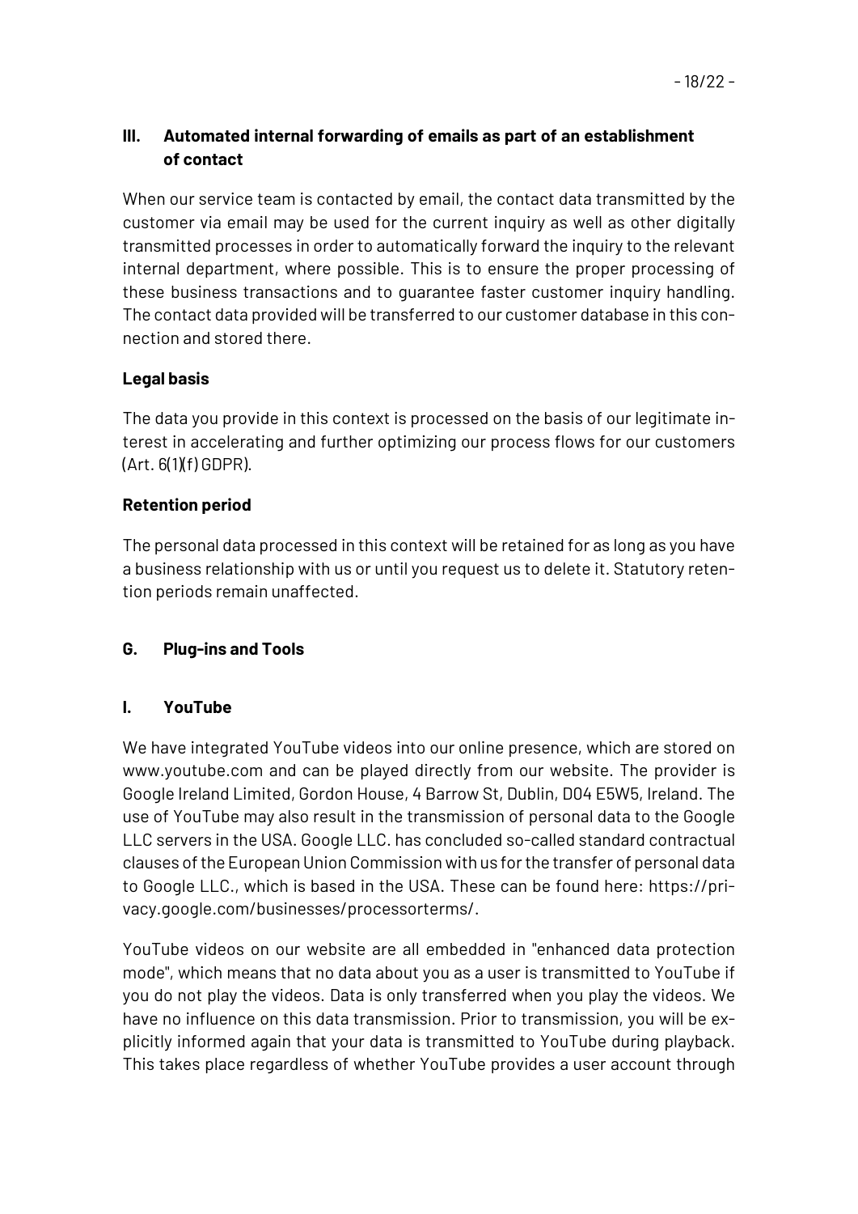### III. Automated internal forwarding of emails as part of an establishment of contact

When our service team is contacted by email, the contact data transmitted by the customer via email may be used for the current inquiry as well as other digitally transmitted processes in order to automatically forward the inquiry to the relevant internal department, where possible. This is to ensure the proper processing of these business transactions and to guarantee faster customer inquiry handling. The contact data provided will be transferred to our customer database in this connection and stored there.

**Legal basis**

The data you provide in this context is processed on the basis of our legitimate interest in accelerating and further optimizing our process flows for our customers (Art. 6(1)(f) GDPR).

**Retention period**

The personal data processed in this context will be retained for as long as you have a business relationship with us or until you request us to delete it. Statutory retention periods remain unaffected.

## G. Plug-ins and Tools

### I. YouTube

We have integrated YouTube videos into our online presence, which are stored on www.youtube.com and can be played directly from our website. The provider is Google Ireland Limited, Gordon House, 4 Barrow St, Dublin, D04 E5W5, Ireland. The use of YouTube may also result in the transmission of personal data to the Google LLC servers in the USA. Google LLC. has concluded so-called standard contractual clauses of the European Union Commission with us for the transfer of personal data to Google LLC., which is based in the USA. These can be found here: https://privacy.google.com/businesses/processorterms/.

YouTube videos on our website are all embedded in "enhanced data protection mode", which means that no data about you as a user is transmitted to YouTube if you do not play the videos. Data is only transferred when you play the videos. We have no influence on this data transmission. Prior to transmission, you will be explicitly informed again that your data is transmitted to YouTube during playback. This takes place regardless of whether YouTube provides a user account through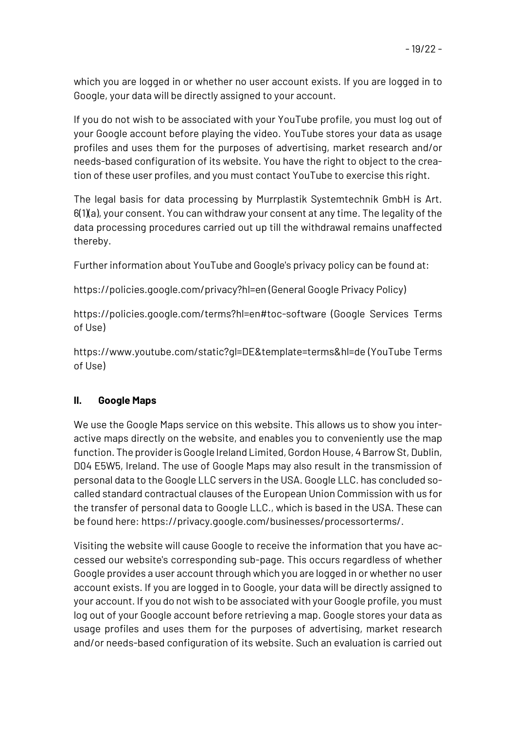which you are logged in or whether no user account exists. If you are logged in to Google, your data will be directly assigned to your account.

If you do not wish to be associated with your YouTube profile, you must log out of your Google account before playing the video. YouTube stores your data as usage profiles and uses them for the purposes of advertising, market research and/or needs-based configuration of its website. You have the right to object to the creation of these user profiles, and you must contact YouTube to exercise this right.

The legal basis for data processing by Murrplastik Systemtechnik GmbH is Art. 6(1)(a), your consent. You can withdraw your consent at any time. The legality of the data processing procedures carried out up till the withdrawal remains unaffected thereby.

Further information about YouTube and Google's privacy policy can be found at:

https://policies.google.com/privacy?hl=en (General Google Privacy Policy)

https://policies.google.com/terms?hl=en#toc-software (Google Services Terms of Use)

https://www.youtube.com/static?gl=DE&template=terms&hl=de (YouTube Terms of Use)

### II. Google Maps

We use the Google Maps service on this website. This allows us to show you interactive maps directly on the website, and enables you to conveniently use the map function. The provider is Google Ireland Limited, Gordon House, 4 Barrow St, Dublin, D04 E5W5, Ireland. The use of Google Maps may also result in the transmission of personal data to the Google LLC servers in the USA. Google LLC. has concluded so-called standard contractual clauses of the European Union Commission with us for the transfer of personal data to Google LLC., which is based in the USA. These can be found here: https://privacy.google.com/businesses/processorterms/.

Visiting the website will cause Google to receive the information that you have accessed our website's corresponding sub-page. This occurs regardless of whether Google provides a user account through which you are logged in or whether no user account exists. If you are logged in to Google, your data will be directly assigned to your account. If you do not wish to be associated with your Google profile, you must log out of your Google account before retrieving a map. Google stores your data as usage profiles and uses them for the purposes of advertising, market research and/or needs-based configuration of its website. Such an evaluation is carried out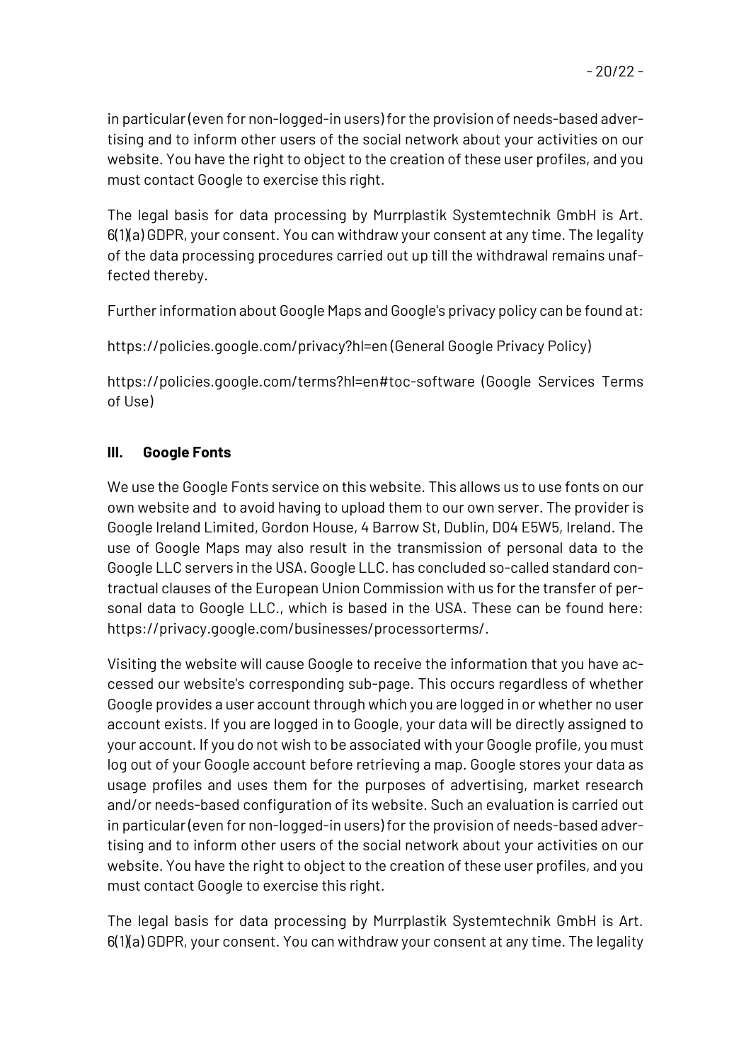in particular (even for non-logged-in users) for the provision of needs-based advertising and to inform other users of the social network about your activities on our website. You have the right to object to the creation of these user profiles, and you must contact Google to exercise this right.

The legal basis for data processing by Murrplastik Systemtechnik GmbH is Art. 6(1)(a) GDPR, your consent. You can withdraw your consent at any time. The legality of the data processing procedures carried out up till the withdrawal remains unaffected thereby.

Further information about Google Maps and Google's privacy policy can be found at:

https://policies.google.com/privacy?hl=en (General Google Privacy Policy)

https://policies.google.com/terms?hl=en#toc-software (Google Services Terms of Use)

### III. Google Fonts

We use the Google Fonts service on this website. This allows us to use fonts on our own website and  to avoid having to upload them to our own server. The provider is Google Ireland Limited, Gordon House, 4 Barrow St, Dublin, D04 E5W5, Ireland. The use of Google Maps may also result in the transmission of personal data to the Google LLC servers in the USA. Google LLC. has concluded so-called standard contractual clauses of the European Union Commission with us for the transfer of personal data to Google LLC., which is based in the USA. These can be found here: https://privacy.google.com/businesses/processorterms/.

Visiting the website will cause Google to receive the information that you have accessed our website's corresponding sub-page. This occurs regardless of whether Google provides a user account through which you are logged in or whether no user account exists. If you are logged in to Google, your data will be directly assigned to your account. If you do not wish to be associated with your Google profile, you must log out of your Google account before retrieving a map. Google stores your data as usage profiles and uses them for the purposes of advertising, market research and/or needs-based configuration of its website. Such an evaluation is carried out in particular (even for non-logged-in users) for the provision of needs-based advertising and to inform other users of the social network about your activities on our website. You have the right to object to the creation of these user profiles, and you must contact Google to exercise this right.

The legal basis for data processing by Murrplastik Systemtechnik GmbH is Art. 6(1)(a) GDPR, your consent. You can withdraw your consent at any time. The legality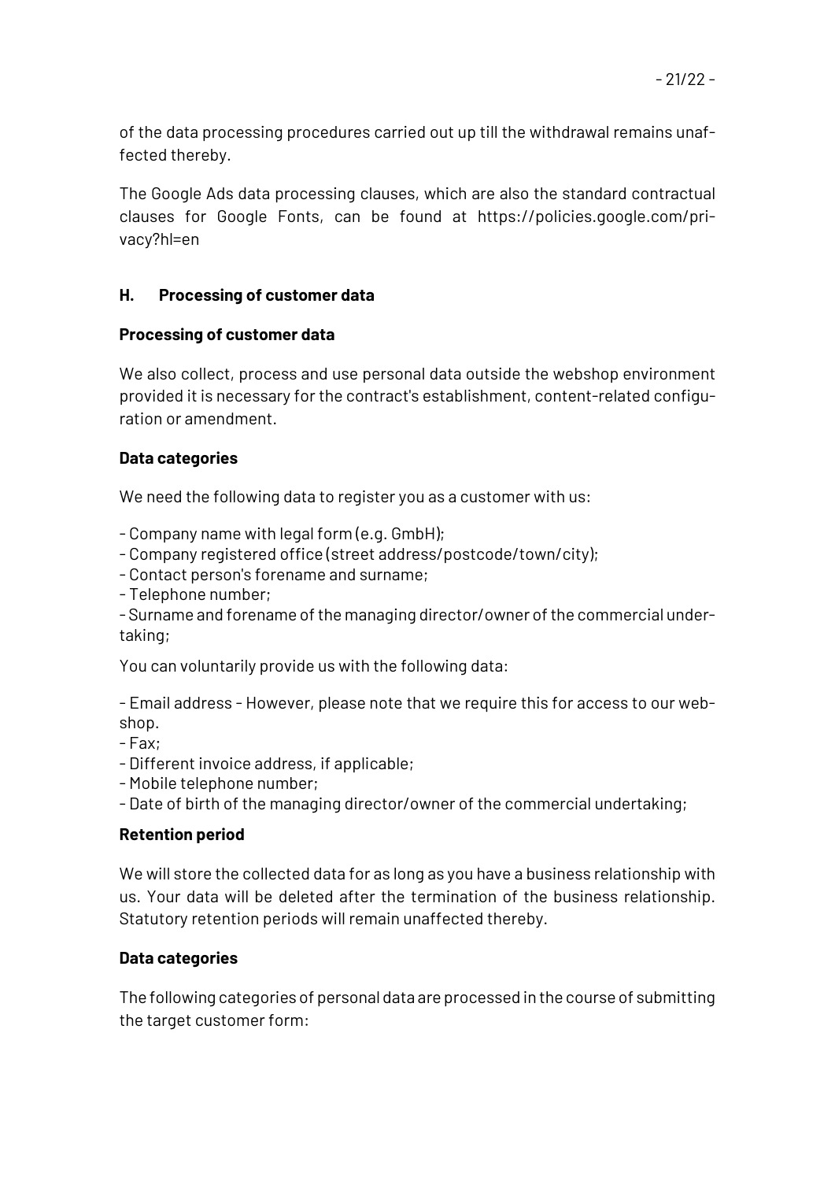of the data processing procedures carried out up till the withdrawal remains unaffected thereby.

The Google Ads data processing clauses, which are also the standard contractual clauses for Google Fonts, can be found at https://policies.google.com/privacy?hl=en

## H. Processing of customer data

### Processing of customer data

We also collect, process and use personal data outside the webshop environment provided it is necessary for the contract's establishment, content-related configuration or amendment.

### Data categories

We need the following data to register you as a customer with us:

- Company name with legal form (e.g. GmbH);
- Company registered office (street address/postcode/town/city);
- Contact person's forename and surname;
- Telephone number;
- Surname and forename of the managing director/owner of the commercial undertaking;

You can voluntarily provide us with the following data:

- Email address - However, please note that we require this for access to our webshop.
- Fax;
- Different invoice address, if applicable;
- Mobile telephone number;
- Date of birth of the managing director/owner of the commercial undertaking;

### Retention period

We will store the collected data for as long as you have a business relationship with us. Your data will be deleted after the termination of the business relationship. Statutory retention periods will remain unaffected thereby.

### Data categories

The following categories of personal data are processed in the course of submitting the target customer form: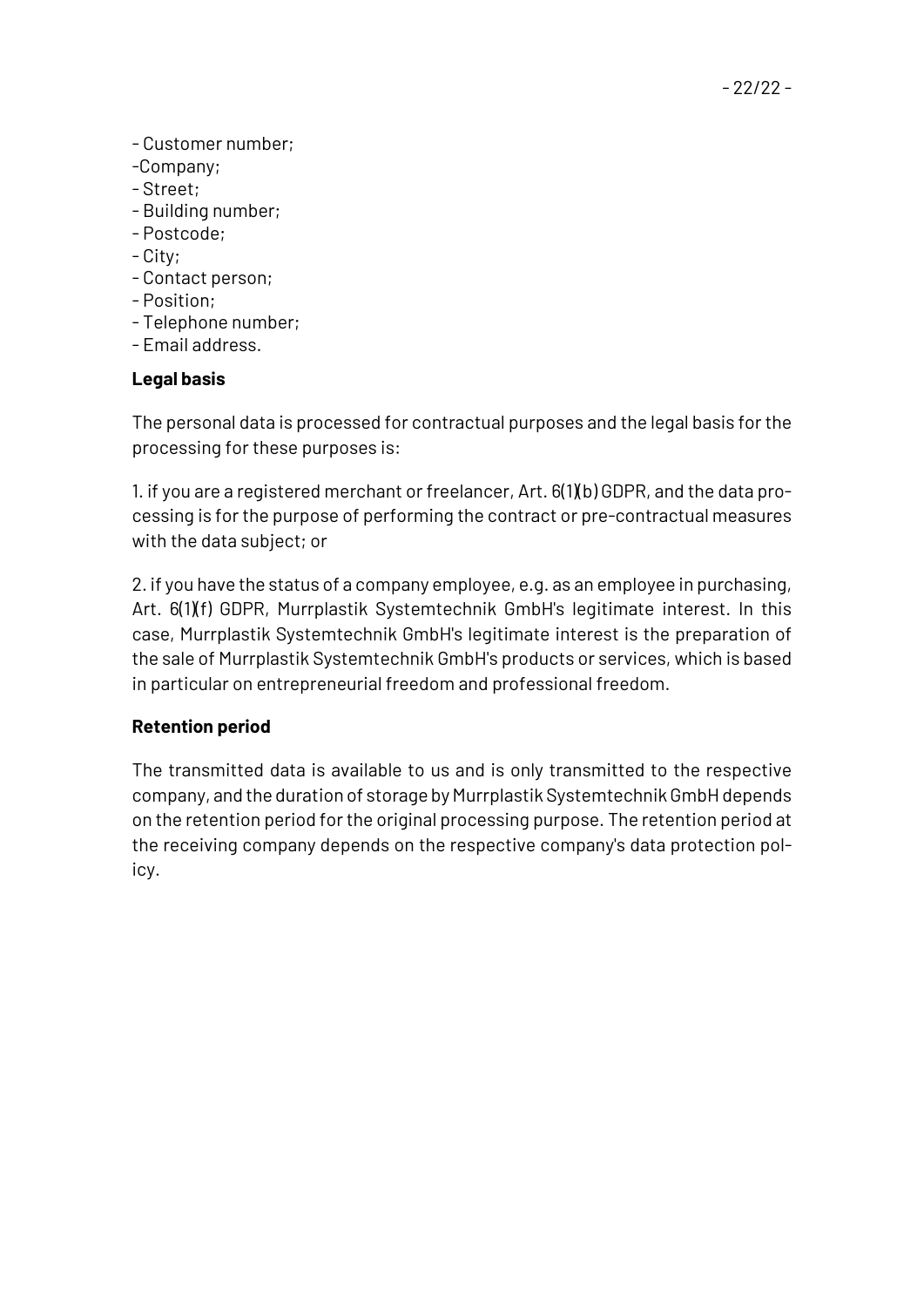- Customer number;
-Company;
- Street;
- Building number;
- Postcode;
- City;
- Contact person;
- Position;
- Telephone number;
- Email address.

**Legal basis**

The personal data is processed for contractual purposes and the legal basis for the processing for these purposes is:

1. if you are a registered merchant or freelancer, Art. 6(1)(b) GDPR, and the data processing is for the purpose of performing the contract or pre-contractual measures with the data subject; or

2. if you have the status of a company employee, e.g. as an employee in purchasing, Art. 6(1)(f) GDPR, Murrplastik Systemtechnik GmbH's legitimate interest. In this case, Murrplastik Systemtechnik GmbH's legitimate interest is the preparation of the sale of Murrplastik Systemtechnik GmbH's products or services, which is based in particular on entrepreneurial freedom and professional freedom.

**Retention period**

The transmitted data is available to us and is only transmitted to the respective company, and the duration of storage by Murrplastik Systemtechnik GmbH depends on the retention period for the original processing purpose. The retention period at the receiving company depends on the respective company's data protection policy.